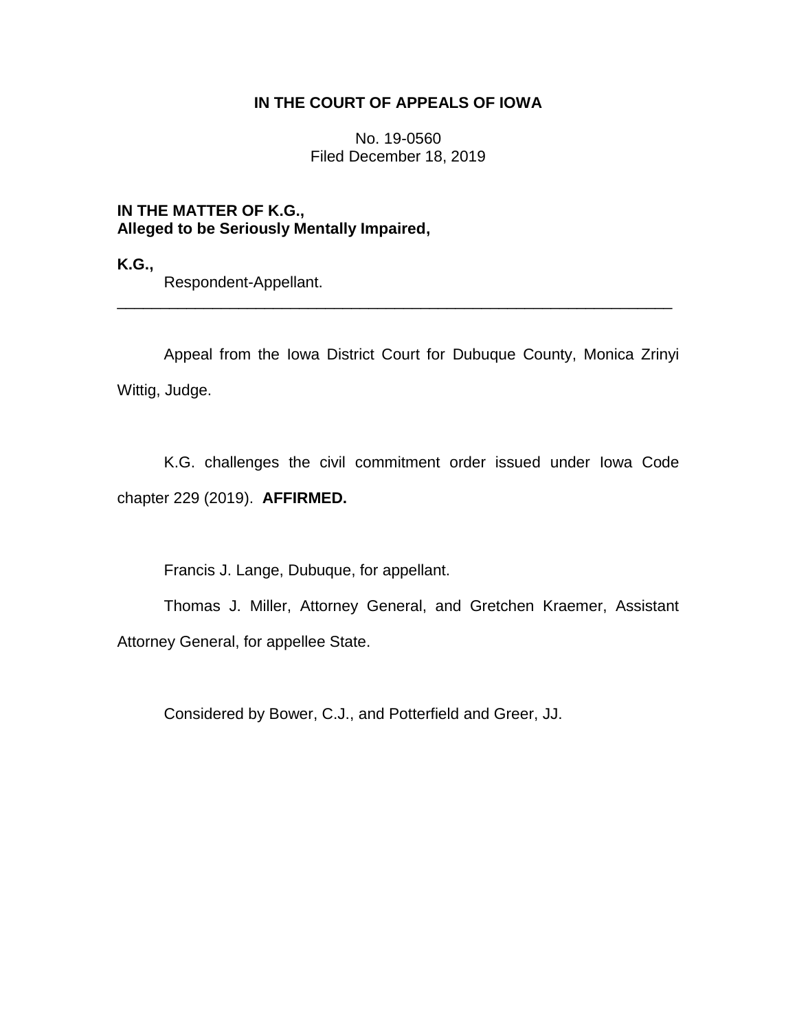**IN THE COURT OF APPEALS OF IOWA**

No. 19-0560
Filed December 18, 2019

**IN THE MATTER OF K.G., Alleged to be Seriously Mentally Impaired,**

**K.G.,**
Respondent-Appellant.

---

Appeal from the Iowa District Court for Dubuque County, Monica Zrinyi Wittig, Judge.

K.G. challenges the civil commitment order issued under Iowa Code chapter 229 (2019). **AFFIRMED.**

Francis J. Lange, Dubuque, for appellant.

Thomas J. Miller, Attorney General, and Gretchen Kraemer, Assistant Attorney General, for appellee State.

Considered by Bower, C.J., and Potterfield and Greer, JJ.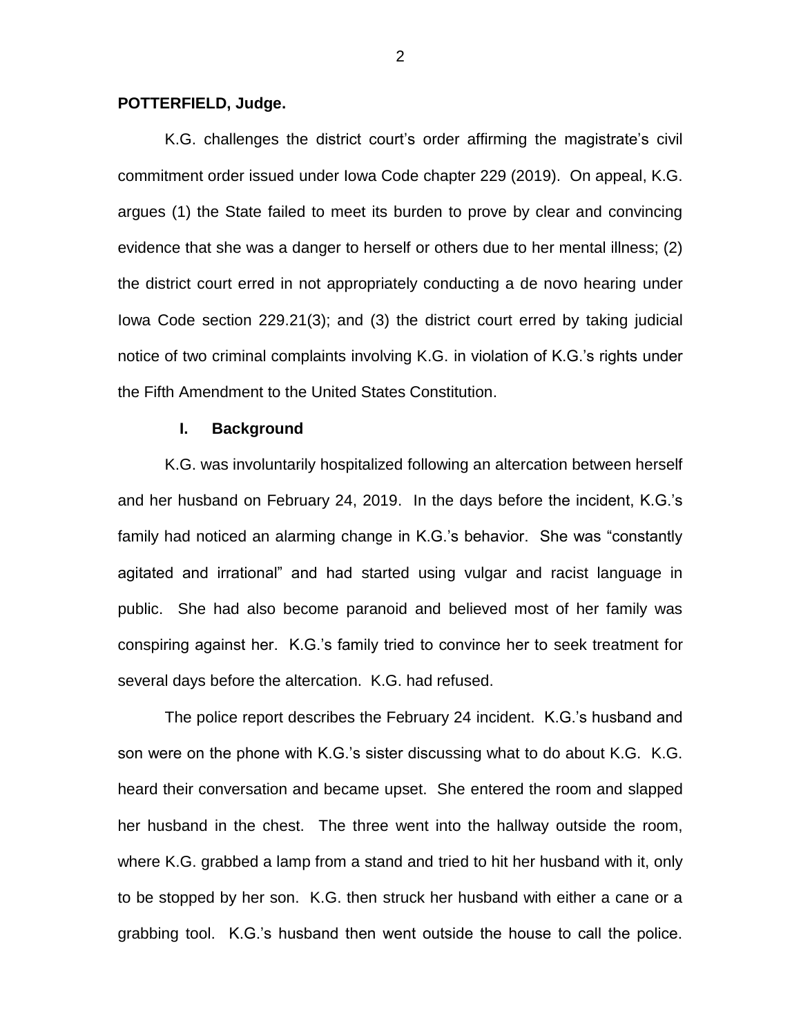**POTTERFIELD, Judge.**

K.G. challenges the district court's order affirming the magistrate's civil commitment order issued under Iowa Code chapter 229 (2019). On appeal, K.G. argues (1) the State failed to meet its burden to prove by clear and convincing evidence that she was a danger to herself or others due to her mental illness; (2) the district court erred in not appropriately conducting a de novo hearing under Iowa Code section 229.21(3); and (3) the district court erred by taking judicial notice of two criminal complaints involving K.G. in violation of K.G.'s rights under the Fifth Amendment to the United States Constitution.

## I. Background

K.G. was involuntarily hospitalized following an altercation between herself and her husband on February 24, 2019. In the days before the incident, K.G.'s family had noticed an alarming change in K.G.'s behavior. She was "constantly agitated and irrational" and had started using vulgar and racist language in public. She had also become paranoid and believed most of her family was conspiring against her. K.G.'s family tried to convince her to seek treatment for several days before the altercation. K.G. had refused.

The police report describes the February 24 incident. K.G.'s husband and son were on the phone with K.G.'s sister discussing what to do about K.G. K.G. heard their conversation and became upset. She entered the room and slapped her husband in the chest. The three went into the hallway outside the room, where K.G. grabbed a lamp from a stand and tried to hit her husband with it, only to be stopped by her son. K.G. then struck her husband with either a cane or a grabbing tool. K.G.'s husband then went outside the house to call the police.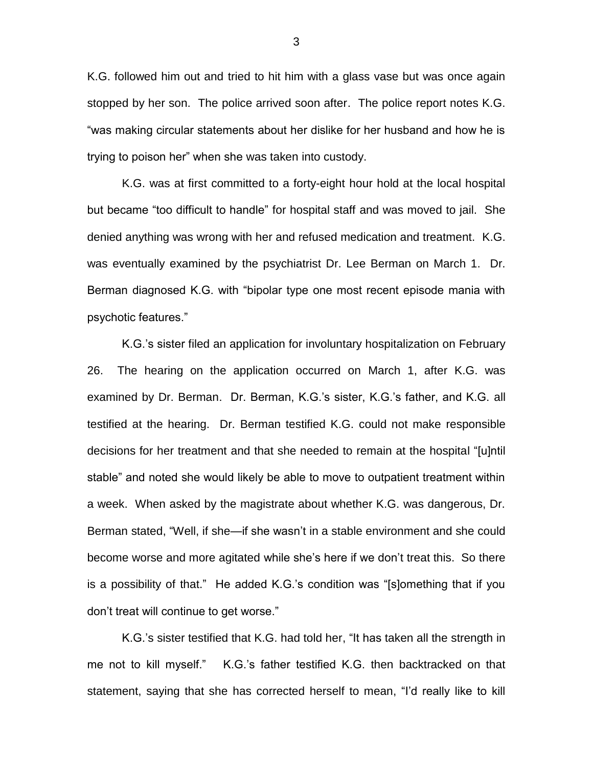K.G. followed him out and tried to hit him with a glass vase but was once again stopped by her son. The police arrived soon after. The police report notes K.G. "was making circular statements about her dislike for her husband and how he is trying to poison her" when she was taken into custody.

K.G. was at first committed to a forty-eight hour hold at the local hospital but became "too difficult to handle" for hospital staff and was moved to jail. She denied anything was wrong with her and refused medication and treatment. K.G. was eventually examined by the psychiatrist Dr. Lee Berman on March 1. Dr. Berman diagnosed K.G. with "bipolar type one most recent episode mania with psychotic features."

K.G.'s sister filed an application for involuntary hospitalization on February 26. The hearing on the application occurred on March 1, after K.G. was examined by Dr. Berman. Dr. Berman, K.G.'s sister, K.G.'s father, and K.G. all testified at the hearing. Dr. Berman testified K.G. could not make responsible decisions for her treatment and that she needed to remain at the hospital "[u]ntil stable" and noted she would likely be able to move to outpatient treatment within a week. When asked by the magistrate about whether K.G. was dangerous, Dr. Berman stated, "Well, if she—if she wasn't in a stable environment and she could become worse and more agitated while she's here if we don't treat this. So there is a possibility of that." He added K.G.'s condition was "[s]omething that if you don't treat will continue to get worse."

K.G.'s sister testified that K.G. had told her, "It has taken all the strength in me not to kill myself." K.G.'s father testified K.G. then backtracked on that statement, saying that she has corrected herself to mean, "I'd really like to kill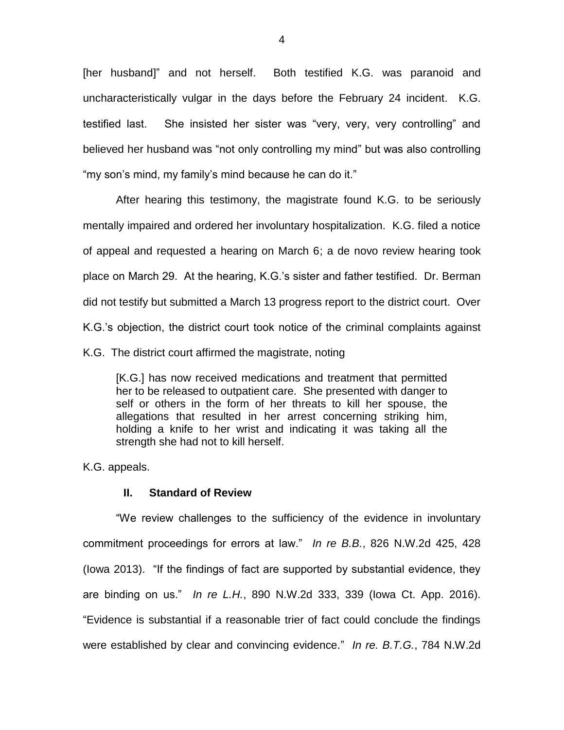[her husband]" and not herself. Both testified K.G. was paranoid and uncharacteristically vulgar in the days before the February 24 incident. K.G. testified last. She insisted her sister was "very, very, very controlling" and believed her husband was "not only controlling my mind" but was also controlling "my son's mind, my family's mind because he can do it."

After hearing this testimony, the magistrate found K.G. to be seriously mentally impaired and ordered her involuntary hospitalization. K.G. filed a notice of appeal and requested a hearing on March 6; a de novo review hearing took place on March 29. At the hearing, K.G.'s sister and father testified. Dr. Berman did not testify but submitted a March 13 progress report to the district court. Over K.G.'s objection, the district court took notice of the criminal complaints against K.G. The district court affirmed the magistrate, noting

> [K.G.] has now received medications and treatment that permitted her to be released to outpatient care. She presented with danger to self or others in the form of her threats to kill her spouse, the allegations that resulted in her arrest concerning striking him, holding a knife to her wrist and indicating it was taking all the strength she had not to kill herself.

K.G. appeals.

## II. Standard of Review

"We review challenges to the sufficiency of the evidence in involuntary commitment proceedings for errors at law." *In re B.B.*, 826 N.W.2d 425, 428 (Iowa 2013). "If the findings of fact are supported by substantial evidence, they are binding on us." *In re L.H.*, 890 N.W.2d 333, 339 (Iowa Ct. App. 2016). "Evidence is substantial if a reasonable trier of fact could conclude the findings were established by clear and convincing evidence." *In re. B.T.G.*, 784 N.W.2d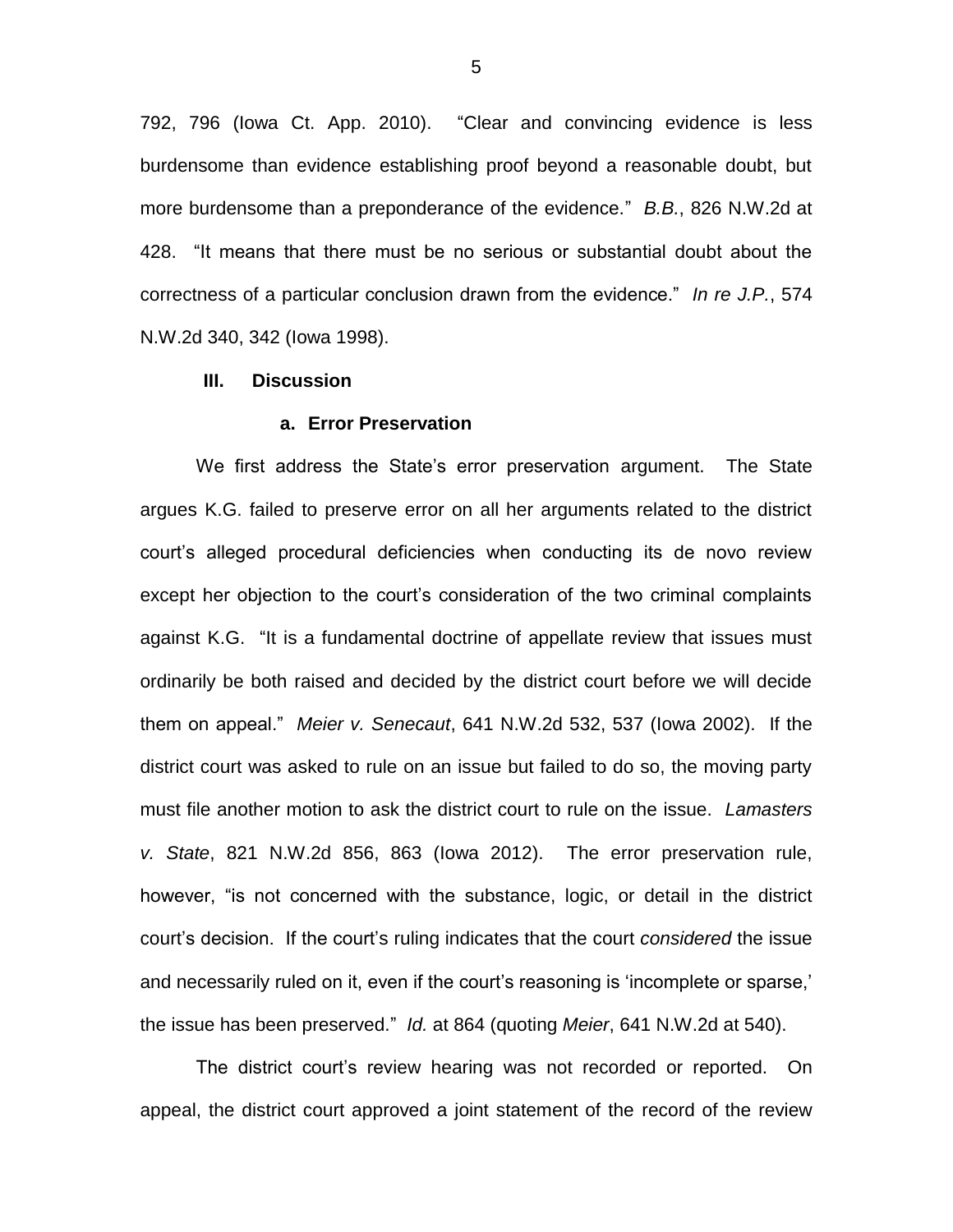792, 796 (Iowa Ct. App. 2010). "Clear and convincing evidence is less burdensome than evidence establishing proof beyond a reasonable doubt, but more burdensome than a preponderance of the evidence." *B.B.*, 826 N.W.2d at 428. "It means that there must be no serious or substantial doubt about the correctness of a particular conclusion drawn from the evidence." *In re J.P.*, 574 N.W.2d 340, 342 (Iowa 1998).

## III. Discussion

### a. Error Preservation

We first address the State's error preservation argument. The State argues K.G. failed to preserve error on all her arguments related to the district court's alleged procedural deficiencies when conducting its de novo review except her objection to the court's consideration of the two criminal complaints against K.G. "It is a fundamental doctrine of appellate review that issues must ordinarily be both raised and decided by the district court before we will decide them on appeal." *Meier v. Senecaut*, 641 N.W.2d 532, 537 (Iowa 2002). If the district court was asked to rule on an issue but failed to do so, the moving party must file another motion to ask the district court to rule on the issue. *Lamasters v. State*, 821 N.W.2d 856, 863 (Iowa 2012). The error preservation rule, however, "is not concerned with the substance, logic, or detail in the district court's decision. If the court's ruling indicates that the court *considered* the issue and necessarily ruled on it, even if the court's reasoning is 'incomplete or sparse,' the issue has been preserved." *Id.* at 864 (quoting *Meier*, 641 N.W.2d at 540).

The district court's review hearing was not recorded or reported. On appeal, the district court approved a joint statement of the record of the review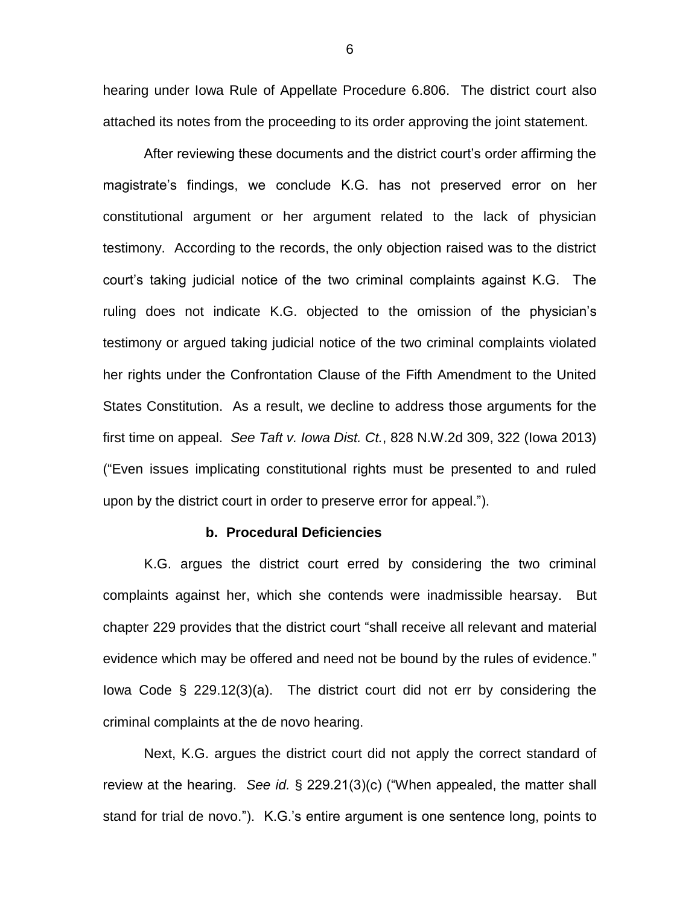hearing under Iowa Rule of Appellate Procedure 6.806. The district court also attached its notes from the proceeding to its order approving the joint statement.

After reviewing these documents and the district court's order affirming the magistrate's findings, we conclude K.G. has not preserved error on her constitutional argument or her argument related to the lack of physician testimony. According to the records, the only objection raised was to the district court's taking judicial notice of the two criminal complaints against K.G. The ruling does not indicate K.G. objected to the omission of the physician's testimony or argued taking judicial notice of the two criminal complaints violated her rights under the Confrontation Clause of the Fifth Amendment to the United States Constitution. As a result, we decline to address those arguments for the first time on appeal. *See Taft v. Iowa Dist. Ct.*, 828 N.W.2d 309, 322 (Iowa 2013) ("Even issues implicating constitutional rights must be presented to and ruled upon by the district court in order to preserve error for appeal.").

### b. Procedural Deficiencies

K.G. argues the district court erred by considering the two criminal complaints against her, which she contends were inadmissible hearsay. But chapter 229 provides that the district court "shall receive all relevant and material evidence which may be offered and need not be bound by the rules of evidence." Iowa Code § 229.12(3)(a). The district court did not err by considering the criminal complaints at the de novo hearing.

Next, K.G. argues the district court did not apply the correct standard of review at the hearing. *See id.* § 229.21(3)(c) ("When appealed, the matter shall stand for trial de novo."). K.G.'s entire argument is one sentence long, points to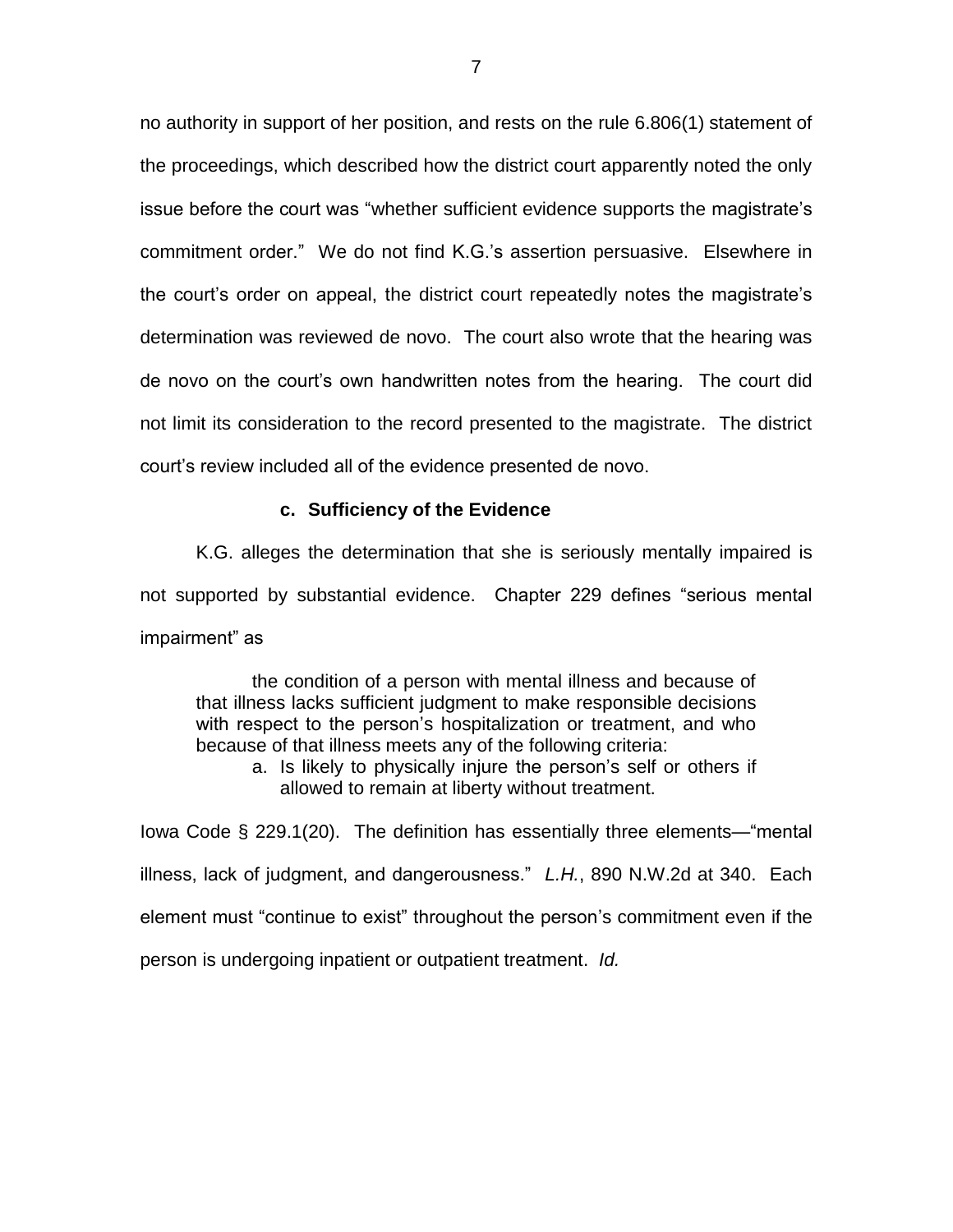no authority in support of her position, and rests on the rule 6.806(1) statement of the proceedings, which described how the district court apparently noted the only issue before the court was "whether sufficient evidence supports the magistrate's commitment order." We do not find K.G.'s assertion persuasive. Elsewhere in the court's order on appeal, the district court repeatedly notes the magistrate's determination was reviewed de novo. The court also wrote that the hearing was de novo on the court's own handwritten notes from the hearing. The court did not limit its consideration to the record presented to the magistrate. The district court's review included all of the evidence presented de novo.

### c. Sufficiency of the Evidence

K.G. alleges the determination that she is seriously mentally impaired is not supported by substantial evidence. Chapter 229 defines "serious mental impairment" as

> the condition of a person with mental illness and because of that illness lacks sufficient judgment to make responsible decisions with respect to the person's hospitalization or treatment, and who because of that illness meets any of the following criteria:
>
> a. Is likely to physically injure the person's self or others if allowed to remain at liberty without treatment.

Iowa Code § 229.1(20). The definition has essentially three elements—"mental illness, lack of judgment, and dangerousness." *L.H.*, 890 N.W.2d at 340. Each element must "continue to exist" throughout the person's commitment even if the person is undergoing inpatient or outpatient treatment. *Id.*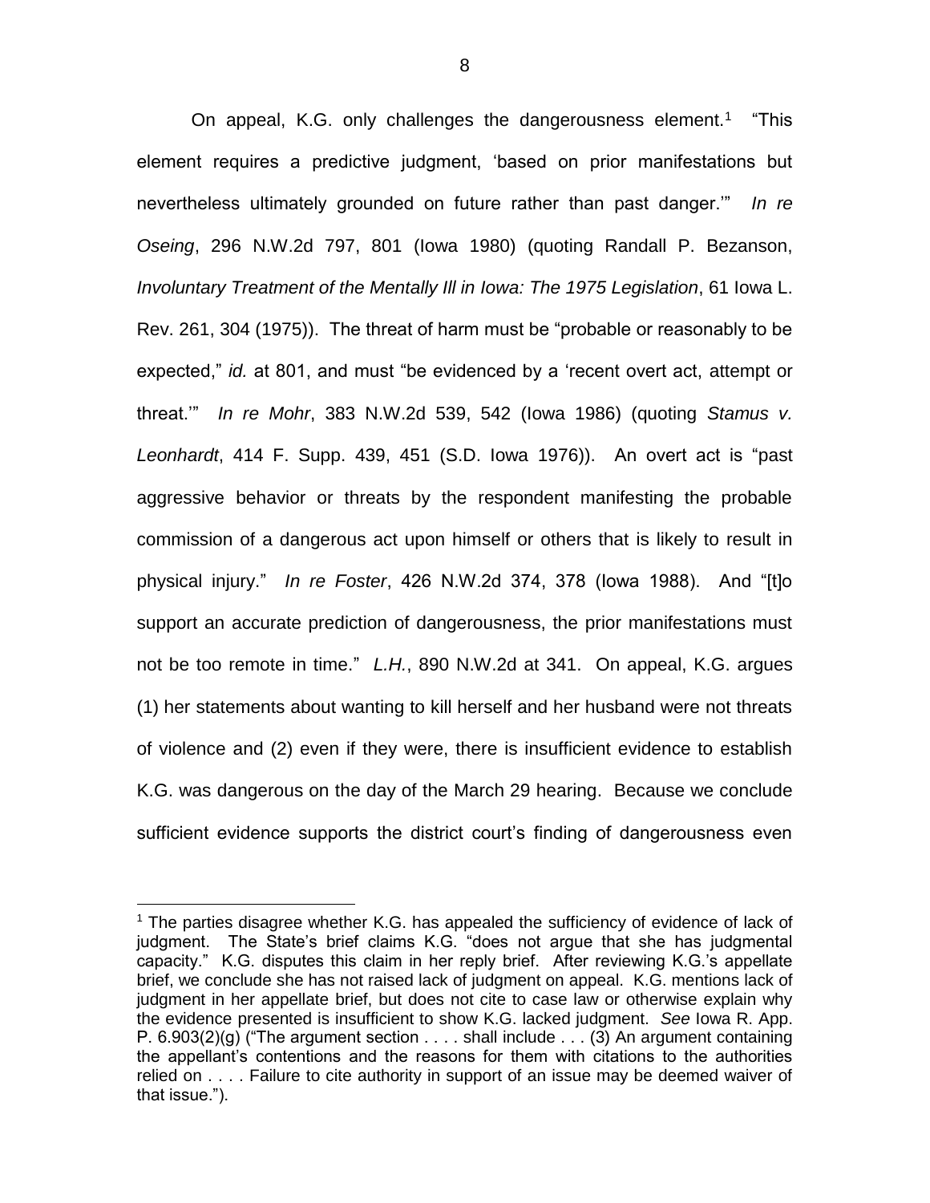On appeal, K.G. only challenges the dangerousness element.[1] "This element requires a predictive judgment, 'based on prior manifestations but nevertheless ultimately grounded on future rather than past danger.'" *In re Oseing*, 296 N.W.2d 797, 801 (Iowa 1980) (quoting Randall P. Bezanson, *Involuntary Treatment of the Mentally Ill in Iowa: The 1975 Legislation*, 61 Iowa L. Rev. 261, 304 (1975)). The threat of harm must be "probable or reasonably to be expected," *id.* at 801, and must "be evidenced by a 'recent overt act, attempt or threat.'" *In re Mohr*, 383 N.W.2d 539, 542 (Iowa 1986) (quoting *Stamus v. Leonhardt*, 414 F. Supp. 439, 451 (S.D. Iowa 1976)). An overt act is "past aggressive behavior or threats by the respondent manifesting the probable commission of a dangerous act upon himself or others that is likely to result in physical injury." *In re Foster*, 426 N.W.2d 374, 378 (Iowa 1988). And "[t]o support an accurate prediction of dangerousness, the prior manifestations must not be too remote in time." *L.H.*, 890 N.W.2d at 341. On appeal, K.G. argues (1) her statements about wanting to kill herself and her husband were not threats of violence and (2) even if they were, there is insufficient evidence to establish K.G. was dangerous on the day of the March 29 hearing. Because we conclude sufficient evidence supports the district court's finding of dangerousness even

[1] The parties disagree whether K.G. has appealed the sufficiency of evidence of lack of judgment. The State's brief claims K.G. "does not argue that she has judgmental capacity." K.G. disputes this claim in her reply brief. After reviewing K.G.'s appellate brief, we conclude she has not raised lack of judgment on appeal. K.G. mentions lack of judgment in her appellate brief, but does not cite to case law or otherwise explain why the evidence presented is insufficient to show K.G. lacked judgment. *See* Iowa R. App. P. 6.903(2)(g) ("The argument section . . . . shall include . . . (3) An argument containing the appellant's contentions and the reasons for them with citations to the authorities relied on . . . . Failure to cite authority in support of an issue may be deemed waiver of that issue.").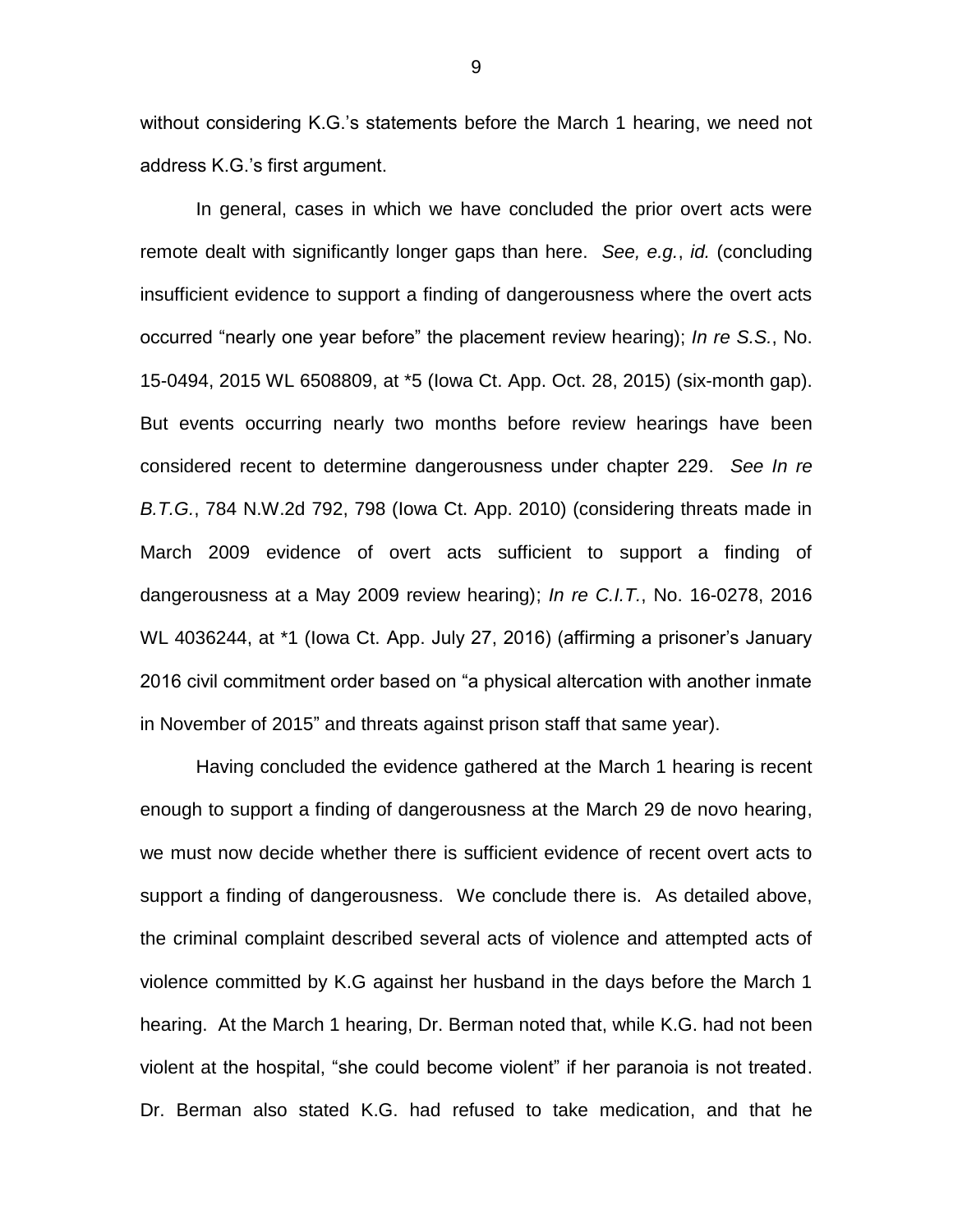without considering K.G.'s statements before the March 1 hearing, we need not address K.G.'s first argument.

In general, cases in which we have concluded the prior overt acts were remote dealt with significantly longer gaps than here. *See, e.g.*, *id.* (concluding insufficient evidence to support a finding of dangerousness where the overt acts occurred "nearly one year before" the placement review hearing); *In re S.S.*, No. 15-0494, 2015 WL 6508809, at *5 (Iowa Ct. App. Oct. 28, 2015) (six-month gap). But events occurring nearly two months before review hearings have been considered recent to determine dangerousness under chapter 229. *See In re B.T.G.*, 784 N.W.2d 792, 798 (Iowa Ct. App. 2010) (considering threats made in March 2009 evidence of overt acts sufficient to support a finding of dangerousness at a May 2009 review hearing); *In re C.I.T.*, No. 16-0278, 2016 WL 4036244, at *1 (Iowa Ct. App. July 27, 2016) (affirming a prisoner's January 2016 civil commitment order based on "a physical altercation with another inmate in November of 2015" and threats against prison staff that same year).

Having concluded the evidence gathered at the March 1 hearing is recent enough to support a finding of dangerousness at the March 29 de novo hearing, we must now decide whether there is sufficient evidence of recent overt acts to support a finding of dangerousness. We conclude there is. As detailed above, the criminal complaint described several acts of violence and attempted acts of violence committed by K.G against her husband in the days before the March 1 hearing. At the March 1 hearing, Dr. Berman noted that, while K.G. had not been violent at the hospital, "she could become violent" if her paranoia is not treated. Dr. Berman also stated K.G. had refused to take medication, and that he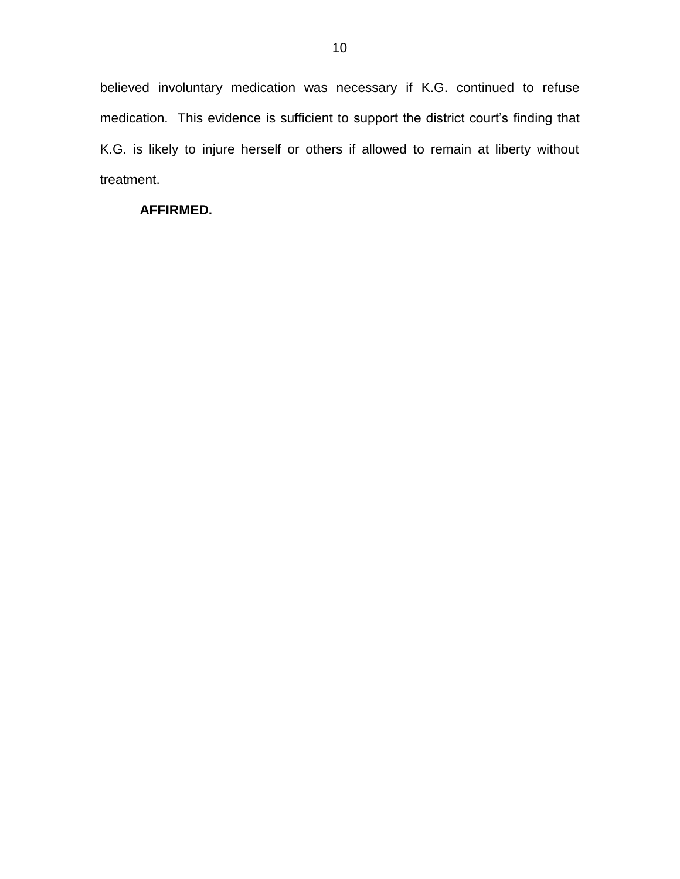believed involuntary medication was necessary if K.G. continued to refuse medication. This evidence is sufficient to support the district court's finding that K.G. is likely to injure herself or others if allowed to remain at liberty without treatment.

**AFFIRMED.**